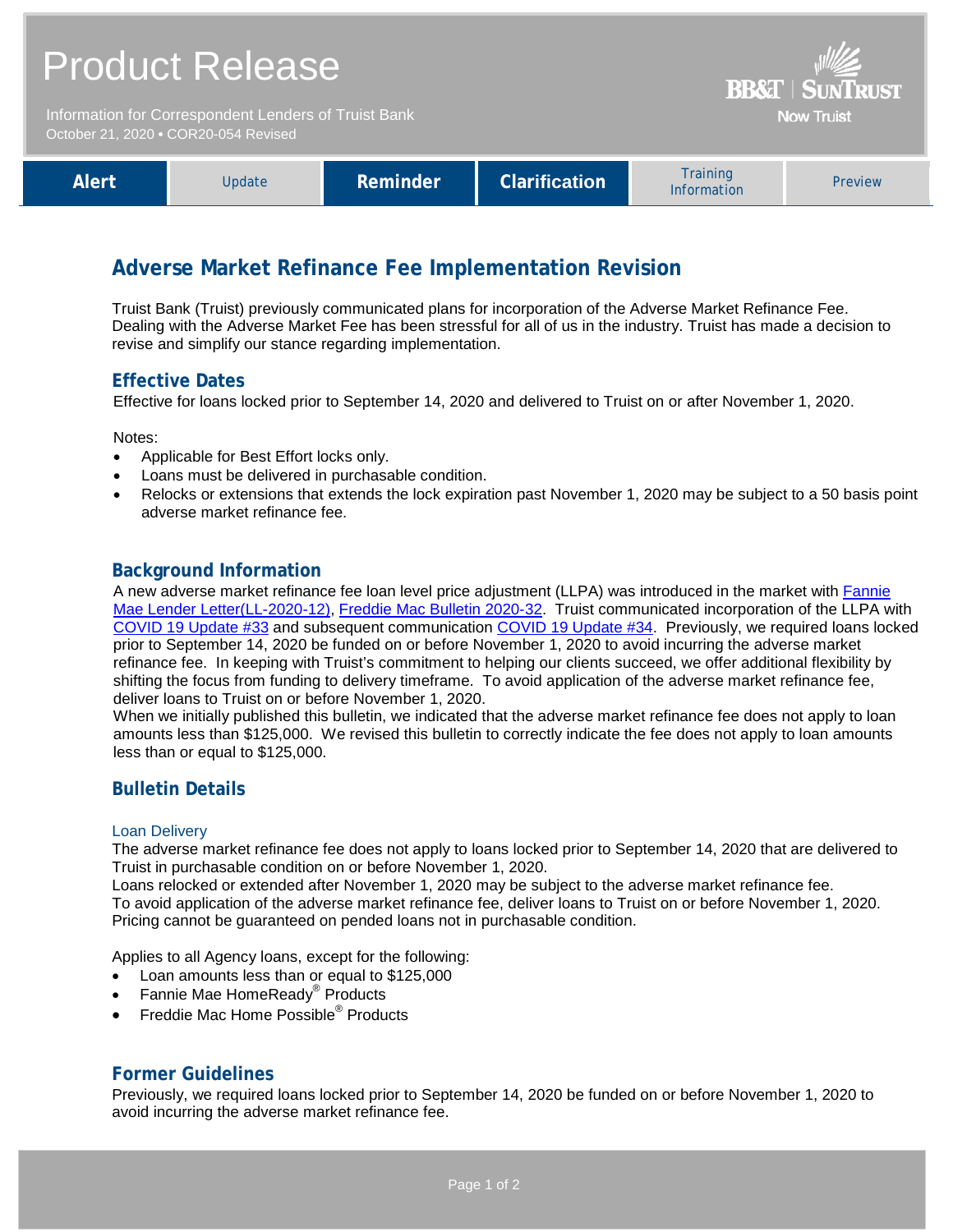# Product Release

Information for Correspondent Lenders of Truist Bank
October 21, 2020 • COR20-054 Revised

BB&T | SUNTRUST
Now Truist

| Alert | Update | Reminder | Clarification | Training Information | Preview |
|---|---|---|---|---|---|

## Adverse Market Refinance Fee Implementation Revision

Truist Bank (Truist) previously communicated plans for incorporation of the Adverse Market Refinance Fee. Dealing with the Adverse Market Fee has been stressful for all of us in the industry. Truist has made a decision to revise and simplify our stance regarding implementation.

### Effective Dates

Effective for loans locked prior to September 14, 2020 and delivered to Truist on or after November 1, 2020.

Notes:

- Applicable for Best Effort locks only.
- Loans must be delivered in purchasable condition.
- Relocks or extensions that extends the lock expiration past November 1, 2020 may be subject to a 50 basis point adverse market refinance fee.

### Background Information

A new adverse market refinance fee loan level price adjustment (LLPA) was introduced in the market with Fannie Mae Lender Letter(LL-2020-12), Freddie Mac Bulletin 2020-32. Truist communicated incorporation of the LLPA with COVID 19 Update #33 and subsequent communication COVID 19 Update #34. Previously, we required loans locked prior to September 14, 2020 be funded on or before November 1, 2020 to avoid incurring the adverse market refinance fee. In keeping with Truist's commitment to helping our clients succeed, we offer additional flexibility by shifting the focus from funding to delivery timeframe. To avoid application of the adverse market refinance fee, deliver loans to Truist on or before November 1, 2020.

When we initially published this bulletin, we indicated that the adverse market refinance fee does not apply to loan amounts less than $125,000. We revised this bulletin to correctly indicate the fee does not apply to loan amounts less than or equal to $125,000.

### Bulletin Details

#### Loan Delivery

The adverse market refinance fee does not apply to loans locked prior to September 14, 2020 that are delivered to Truist in purchasable condition on or before November 1, 2020.

Loans relocked or extended after November 1, 2020 may be subject to the adverse market refinance fee.

To avoid application of the adverse market refinance fee, deliver loans to Truist on or before November 1, 2020.

Pricing cannot be guaranteed on pended loans not in purchasable condition.

Applies to all Agency loans, except for the following:

- Loan amounts less than or equal to $125,000
- Fannie Mae HomeReady® Products
- Freddie Mac Home Possible® Products

### Former Guidelines

Previously, we required loans locked prior to September 14, 2020 be funded on or before November 1, 2020 to avoid incurring the adverse market refinance fee.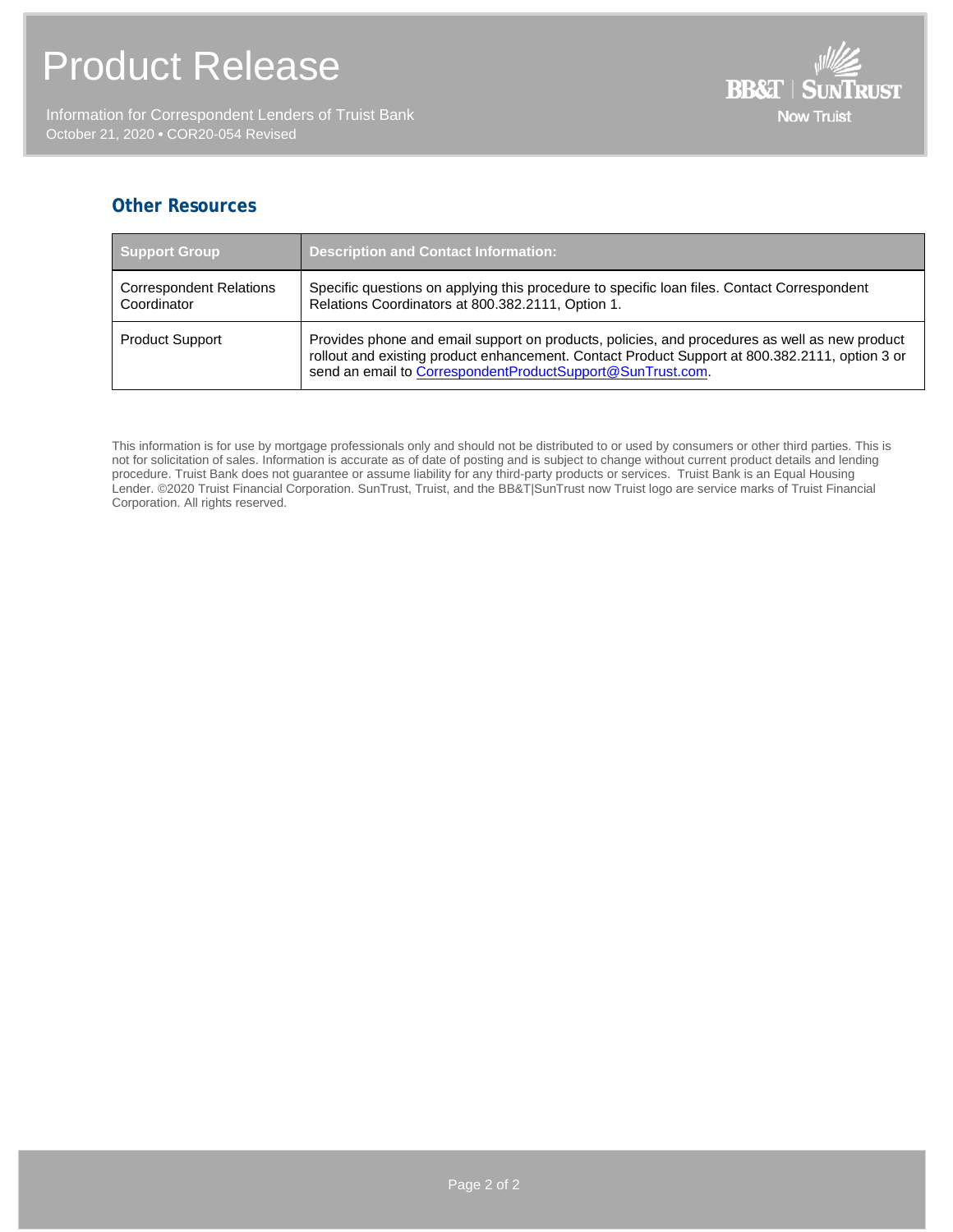## Other Resources

| Support Group | Description and Contact Information: |
|---|---|
| Correspondent Relations Coordinator | Specific questions on applying this procedure to specific loan files. Contact Correspondent Relations Coordinators at 800.382.2111, Option 1. |
| Product Support | Provides phone and email support on products, policies, and procedures as well as new product rollout and existing product enhancement. Contact Product Support at 800.382.2111, option 3 or send an email to CorrespondentProductSupport@SunTrust.com. |

This information is for use by mortgage professionals only and should not be distributed to or used by consumers or other third parties. This is not for solicitation of sales. Information is accurate as of date of posting and is subject to change without current product details and lending procedure. Truist Bank does not guarantee or assume liability for any third-party products or services. Truist Bank is an Equal Housing Lender. ©2020 Truist Financial Corporation. SunTrust, Truist, and the BB&T|SunTrust now Truist logo are service marks of Truist Financial Corporation. All rights reserved.